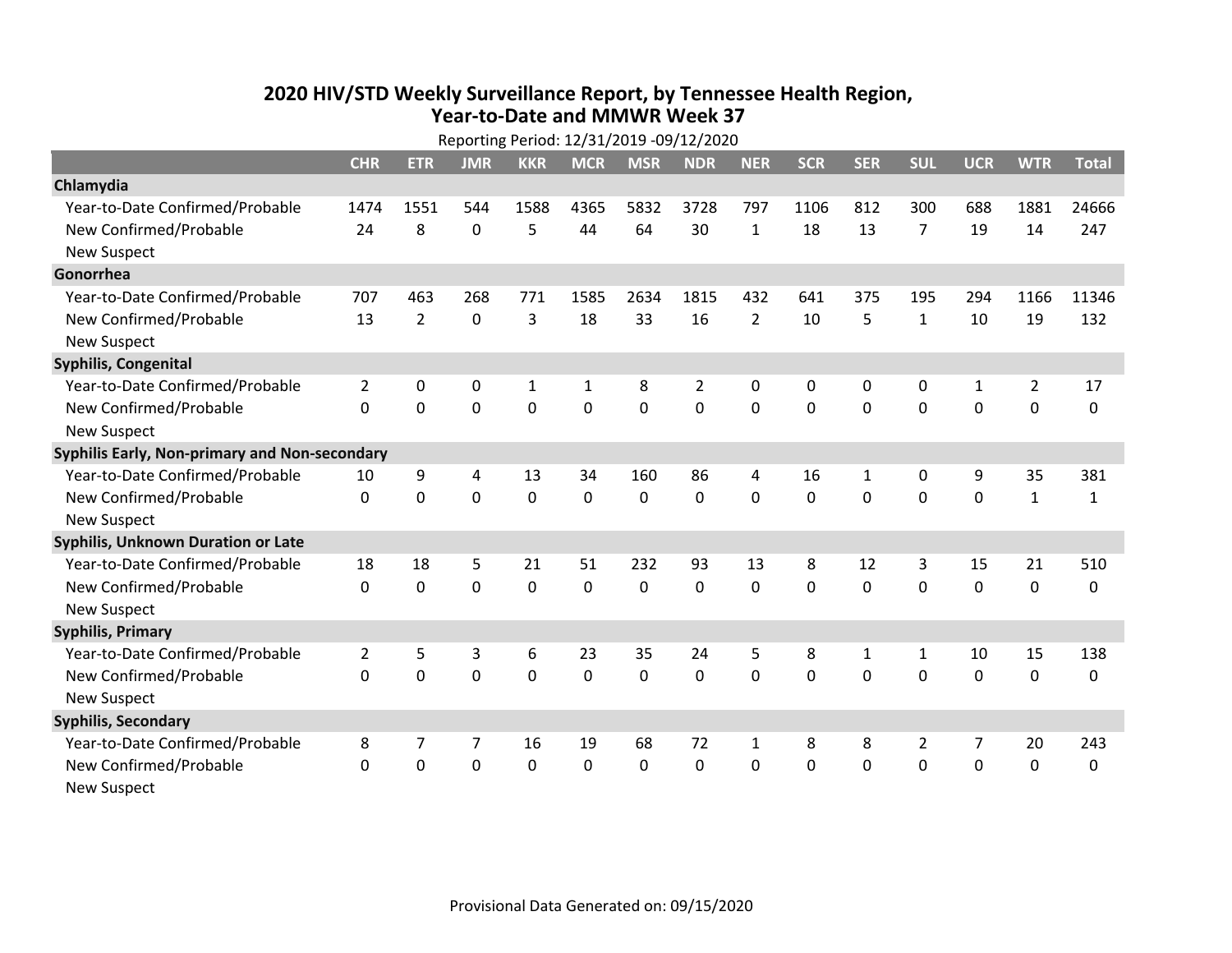# 2020 HIV/STD Weekly Surveillance Report, by Tennessee Health Region, Year-to-Date and MMWR Week 37

Reporting Period: 12/31/2019 -09/12/2020

| | CHR | ETR | JMR | KKR | MCR | MSR | NDR | NER | SCR | SER | SUL | UCR | WTR | Total |
|---|---|---|---|---|---|---|---|---|---|---|---|---|---|---|
| **Chlamydia** | | | | | | | | | | | | | | |
| Year-to-Date Confirmed/Probable | 1474 | 1551 | 544 | 1588 | 4365 | 5832 | 3728 | 797 | 1106 | 812 | 300 | 688 | 1881 | 24666 |
| New Confirmed/Probable | 24 | 8 | 0 | 5 | 44 | 64 | 30 | 1 | 18 | 13 | 7 | 19 | 14 | 247 |
| New Suspect | | | | | | | | | | | | | | |
| **Gonorrhea** | | | | | | | | | | | | | | |
| Year-to-Date Confirmed/Probable | 707 | 463 | 268 | 771 | 1585 | 2634 | 1815 | 432 | 641 | 375 | 195 | 294 | 1166 | 11346 |
| New Confirmed/Probable | 13 | 2 | 0 | 3 | 18 | 33 | 16 | 2 | 10 | 5 | 1 | 10 | 19 | 132 |
| New Suspect | | | | | | | | | | | | | | |
| **Syphilis, Congenital** | | | | | | | | | | | | | | |
| Year-to-Date Confirmed/Probable | 2 | 0 | 0 | 1 | 1 | 8 | 2 | 0 | 0 | 0 | 0 | 1 | 2 | 17 |
| New Confirmed/Probable | 0 | 0 | 0 | 0 | 0 | 0 | 0 | 0 | 0 | 0 | 0 | 0 | 0 | 0 |
| New Suspect | | | | | | | | | | | | | | |
| **Syphilis Early, Non-primary and Non-secondary** | | | | | | | | | | | | | | |
| Year-to-Date Confirmed/Probable | 10 | 9 | 4 | 13 | 34 | 160 | 86 | 4 | 16 | 1 | 0 | 9 | 35 | 381 |
| New Confirmed/Probable | 0 | 0 | 0 | 0 | 0 | 0 | 0 | 0 | 0 | 0 | 0 | 0 | 1 | 1 |
| New Suspect | | | | | | | | | | | | | | |
| **Syphilis, Unknown Duration or Late** | | | | | | | | | | | | | | |
| Year-to-Date Confirmed/Probable | 18 | 18 | 5 | 21 | 51 | 232 | 93 | 13 | 8 | 12 | 3 | 15 | 21 | 510 |
| New Confirmed/Probable | 0 | 0 | 0 | 0 | 0 | 0 | 0 | 0 | 0 | 0 | 0 | 0 | 0 | 0 |
| New Suspect | | | | | | | | | | | | | | |
| **Syphilis, Primary** | | | | | | | | | | | | | | |
| Year-to-Date Confirmed/Probable | 2 | 5 | 3 | 6 | 23 | 35 | 24 | 5 | 8 | 1 | 1 | 10 | 15 | 138 |
| New Confirmed/Probable | 0 | 0 | 0 | 0 | 0 | 0 | 0 | 0 | 0 | 0 | 0 | 0 | 0 | 0 |
| New Suspect | | | | | | | | | | | | | | |
| **Syphilis, Secondary** | | | | | | | | | | | | | | |
| Year-to-Date Confirmed/Probable | 8 | 7 | 7 | 16 | 19 | 68 | 72 | 1 | 8 | 8 | 2 | 7 | 20 | 243 |
| New Confirmed/Probable | 0 | 0 | 0 | 0 | 0 | 0 | 0 | 0 | 0 | 0 | 0 | 0 | 0 | 0 |
| New Suspect | | | | | | | | | | | | | | |

Provisional Data Generated on: 09/15/2020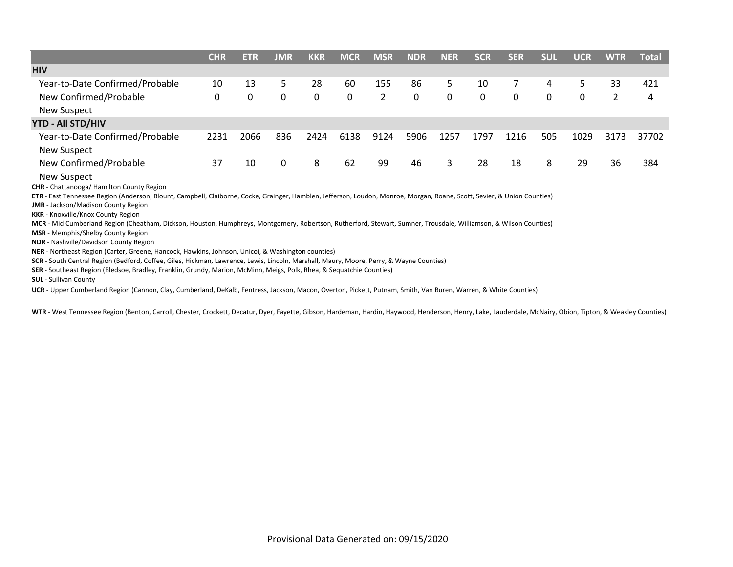| | CHR | ETR | JMR | KKR | MCR | MSR | NDR | NER | SCR | SER | SUL | UCR | WTR | Total |
|---|---|---|---|---|---|---|---|---|---|---|---|---|---|---|
| **HIV** | | | | | | | | | | | | | | |
| Year-to-Date Confirmed/Probable | 10 | 13 | 5 | 28 | 60 | 155 | 86 | 5 | 10 | 7 | 4 | 5 | 33 | 421 |
| New Confirmed/Probable | 0 | 0 | 0 | 0 | 0 | 2 | 0 | 0 | 0 | 0 | 0 | 0 | 2 | 4 |
| New Suspect | | | | | | | | | | | | | | |
| **YTD - All STD/HIV** | | | | | | | | | | | | | | |
| Year-to-Date Confirmed/Probable | 2231 | 2066 | 836 | 2424 | 6138 | 9124 | 5906 | 1257 | 1797 | 1216 | 505 | 1029 | 3173 | 37702 |
| New Suspect | | | | | | | | | | | | | | |
| New Confirmed/Probable | 37 | 10 | 0 | 8 | 62 | 99 | 46 | 3 | 28 | 18 | 8 | 29 | 36 | 384 |
| New Suspect | | | | | | | | | | | | | | |

**CHR** - Chattanooga/ Hamilton County Region

**ETR** - East Tennessee Region (Anderson, Blount, Campbell, Claiborne, Cocke, Grainger, Hamblen, Jefferson, Loudon, Monroe, Morgan, Roane, Scott, Sevier, & Union Counties)

**JMR** - Jackson/Madison County Region

**KKR** - Knoxville/Knox County Region

**MCR** - Mid Cumberland Region (Cheatham, Dickson, Houston, Humphreys, Montgomery, Robertson, Rutherford, Stewart, Sumner, Trousdale, Williamson, & Wilson Counties)

**MSR** - Memphis/Shelby County Region

**NDR** - Nashville/Davidson County Region

**NER** - Northeast Region (Carter, Greene, Hancock, Hawkins, Johnson, Unicoi, & Washington counties)

**SCR** - South Central Region (Bedford, Coffee, Giles, Hickman, Lawrence, Lewis, Lincoln, Marshall, Maury, Moore, Perry, & Wayne Counties)

**SER** - Southeast Region (Bledsoe, Bradley, Franklin, Grundy, Marion, McMinn, Meigs, Polk, Rhea, & Sequatchie Counties)

**SUL** - Sullivan County

**UCR** - Upper Cumberland Region (Cannon, Clay, Cumberland, DeKalb, Fentress, Jackson, Macon, Overton, Pickett, Putnam, Smith, Van Buren, Warren, & White Counties)

**WTR** - West Tennessee Region (Benton, Carroll, Chester, Crockett, Decatur, Dyer, Fayette, Gibson, Hardeman, Hardin, Haywood, Henderson, Henry, Lake, Lauderdale, McNairy, Obion, Tipton, & Weakley Counties)

Provisional Data Generated on: 09/15/2020